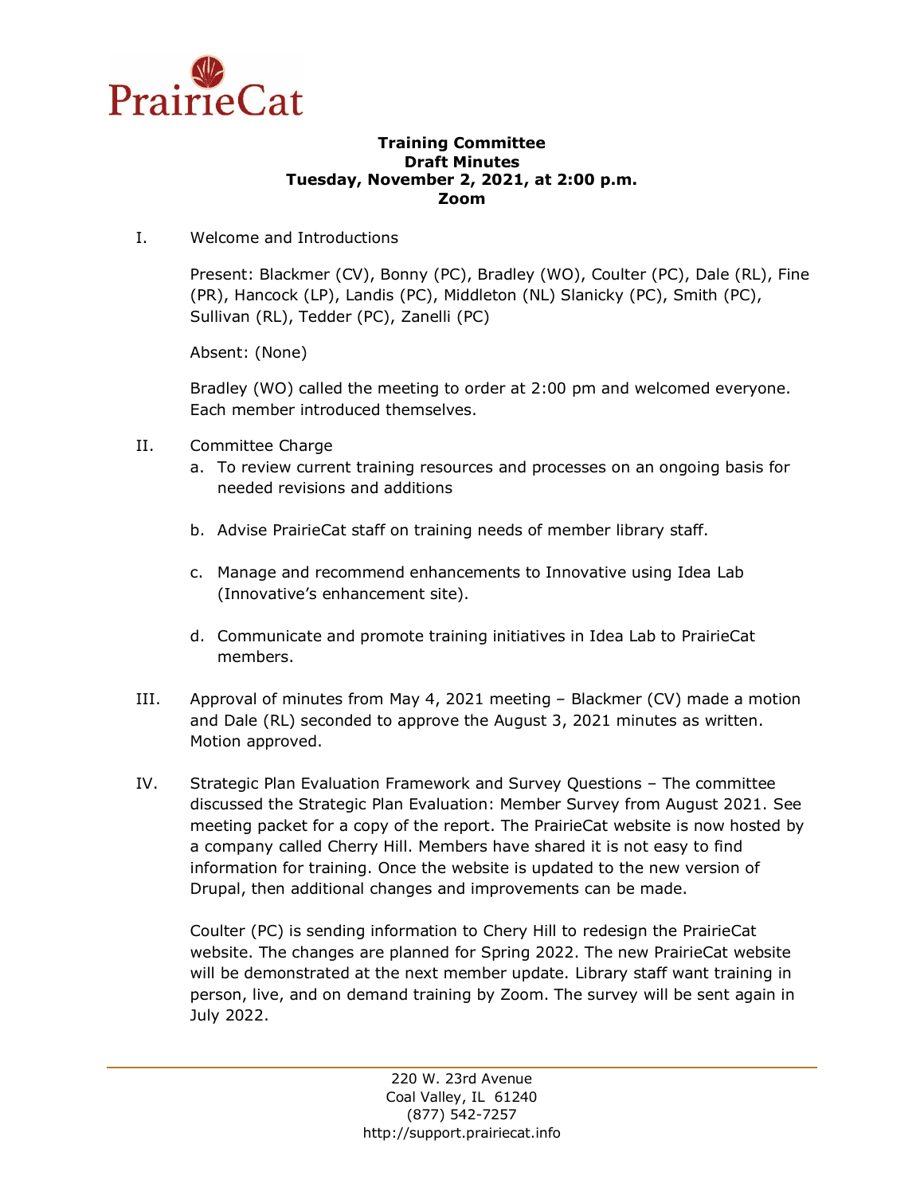PrairieCat

**Training Committee**
**Draft Minutes**
**Tuesday, November 2, 2021, at 2:00 p.m.**
**Zoom**

I. Welcome and Introductions

Present: Blackmer (CV), Bonny (PC), Bradley (WO), Coulter (PC), Dale (RL), Fine (PR), Hancock (LP), Landis (PC), Middleton (NL) Slanicky (PC), Smith (PC), Sullivan (RL), Tedder (PC), Zanelli (PC)

Absent: (None)

Bradley (WO) called the meeting to order at 2:00 pm and welcomed everyone. Each member introduced themselves.

II. Committee Charge

a. To review current training resources and processes on an ongoing basis for needed revisions and additions

b. Advise PrairieCat staff on training needs of member library staff.

c. Manage and recommend enhancements to Innovative using Idea Lab (Innovative's enhancement site).

d. Communicate and promote training initiatives in Idea Lab to PrairieCat members.

III. Approval of minutes from May 4, 2021 meeting – Blackmer (CV) made a motion and Dale (RL) seconded to approve the August 3, 2021 minutes as written. Motion approved.

IV. Strategic Plan Evaluation Framework and Survey Questions – The committee discussed the Strategic Plan Evaluation: Member Survey from August 2021. See meeting packet for a copy of the report. The PrairieCat website is now hosted by a company called Cherry Hill. Members have shared it is not easy to find information for training. Once the website is updated to the new version of Drupal, then additional changes and improvements can be made.

Coulter (PC) is sending information to Chery Hill to redesign the PrairieCat website. The changes are planned for Spring 2022. The new PrairieCat website will be demonstrated at the next member update. Library staff want training in person, live, and on demand training by Zoom. The survey will be sent again in July 2022.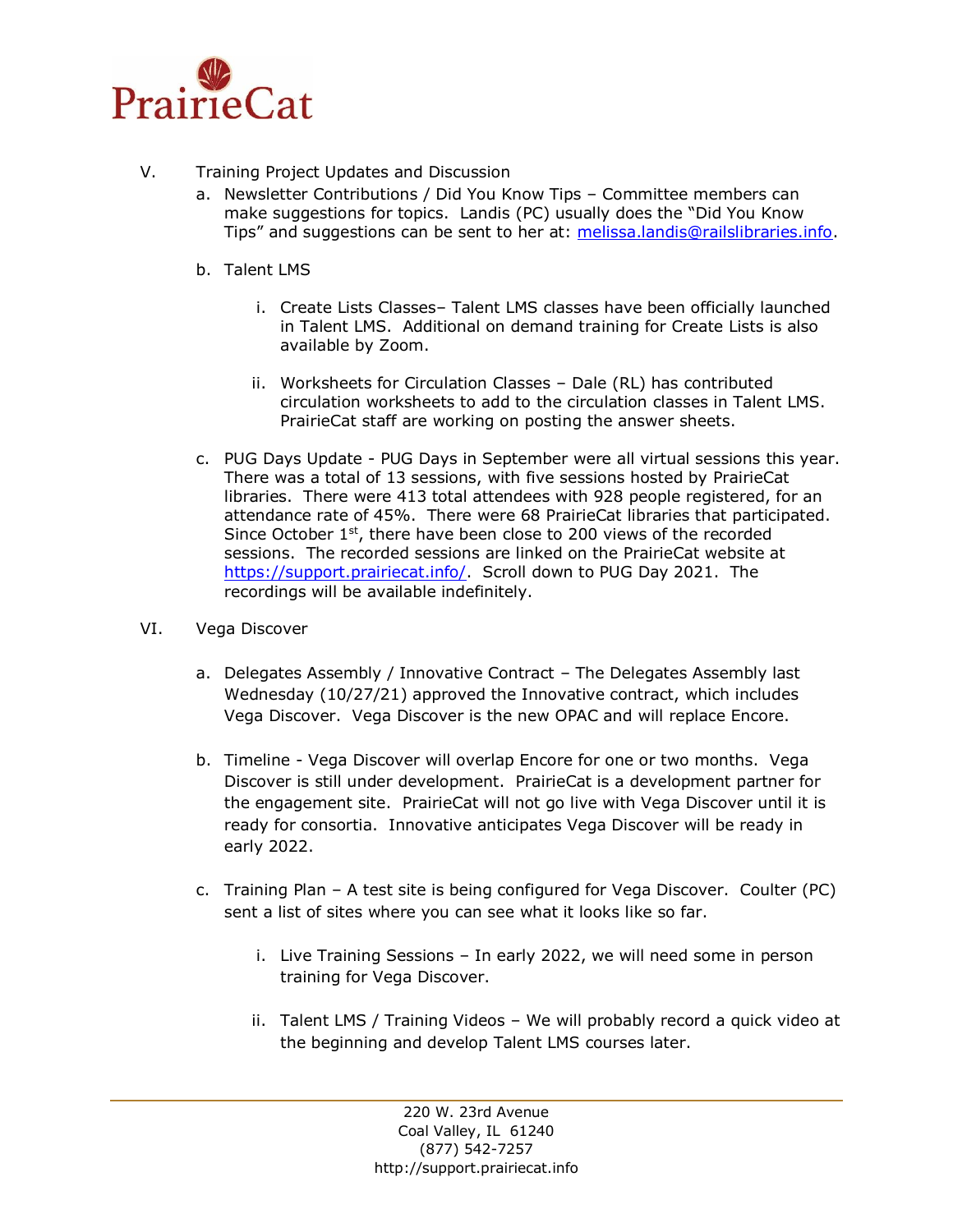V. Training Project Updates and Discussion

a. Newsletter Contributions / Did You Know Tips – Committee members can make suggestions for topics. Landis (PC) usually does the "Did You Know Tips" and suggestions can be sent to her at: melissa.landis@railslibraries.info.

b. Talent LMS

i. Create Lists Classes– Talent LMS classes have been officially launched in Talent LMS. Additional on demand training for Create Lists is also available by Zoom.

ii. Worksheets for Circulation Classes – Dale (RL) has contributed circulation worksheets to add to the circulation classes in Talent LMS. PrairieCat staff are working on posting the answer sheets.

c. PUG Days Update - PUG Days in September were all virtual sessions this year. There was a total of 13 sessions, with five sessions hosted by PrairieCat libraries. There were 413 total attendees with 928 people registered, for an attendance rate of 45%. There were 68 PrairieCat libraries that participated. Since October 1st, there have been close to 200 views of the recorded sessions. The recorded sessions are linked on the PrairieCat website at https://support.prairiecat.info/. Scroll down to PUG Day 2021. The recordings will be available indefinitely.

VI. Vega Discover

a. Delegates Assembly / Innovative Contract – The Delegates Assembly last Wednesday (10/27/21) approved the Innovative contract, which includes Vega Discover. Vega Discover is the new OPAC and will replace Encore.

b. Timeline - Vega Discover will overlap Encore for one or two months. Vega Discover is still under development. PrairieCat is a development partner for the engagement site. PrairieCat will not go live with Vega Discover until it is ready for consortia. Innovative anticipates Vega Discover will be ready in early 2022.

c. Training Plan – A test site is being configured for Vega Discover. Coulter (PC) sent a list of sites where you can see what it looks like so far.

i. Live Training Sessions – In early 2022, we will need some in person training for Vega Discover.

ii. Talent LMS / Training Videos – We will probably record a quick video at the beginning and develop Talent LMS courses later.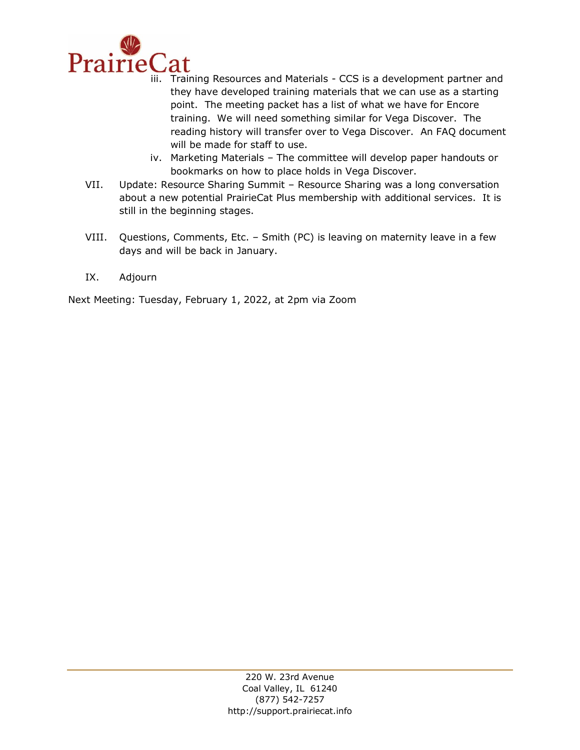iii. Training Resources and Materials - CCS is a development partner and they have developed training materials that we can use as a starting point. The meeting packet has a list of what we have for Encore training. We will need something similar for Vega Discover. The reading history will transfer over to Vega Discover. An FAQ document will be made for staff to use.

   iv. Marketing Materials – The committee will develop paper handouts or bookmarks on how to place holds in Vega Discover.

VII. Update: Resource Sharing Summit – Resource Sharing was a long conversation about a new potential PrairieCat Plus membership with additional services. It is still in the beginning stages.

VIII. Questions, Comments, Etc. – Smith (PC) is leaving on maternity leave in a few days and will be back in January.

IX. Adjourn

Next Meeting: Tuesday, February 1, 2022, at 2pm via Zoom